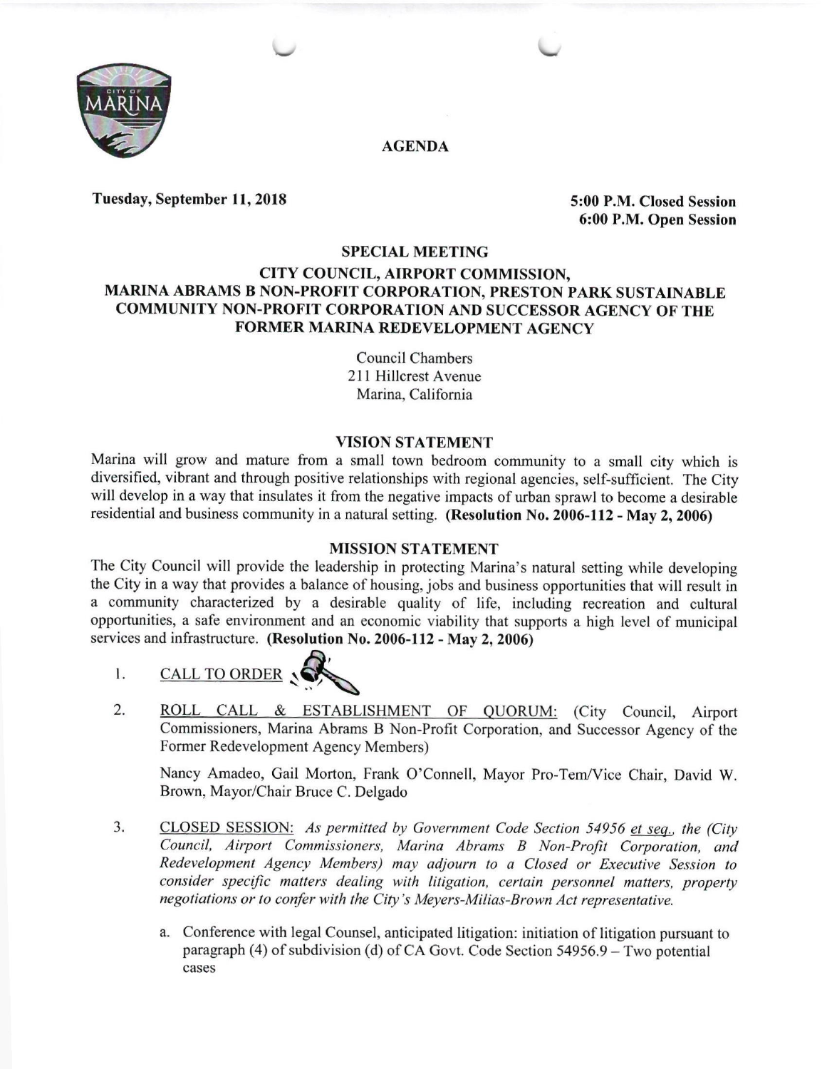# AGENDA

**Tuesday, September 11, 2018**

**5:00 P.M. Closed Session**
**6:00 P.M. Open Session**

## SPECIAL MEETING

## CITY COUNCIL, AIRPORT COMMISSION, MARINA ABRAMS B NON-PROFIT CORPORATION, PRESTON PARK SUSTAINABLE COMMUNITY NON-PROFIT CORPORATION AND SUCCESSOR AGENCY OF THE FORMER MARINA REDEVELOPMENT AGENCY

Council Chambers
211 Hillcrest Avenue
Marina, California

### VISION STATEMENT

Marina will grow and mature from a small town bedroom community to a small city which is diversified, vibrant and through positive relationships with regional agencies, self-sufficient. The City will develop in a way that insulates it from the negative impacts of urban sprawl to become a desirable residential and business community in a natural setting. **(Resolution No. 2006-112 - May 2, 2006)**

### MISSION STATEMENT

The City Council will provide the leadership in protecting Marina's natural setting while developing the City in a way that provides a balance of housing, jobs and business opportunities that will result in a community characterized by a desirable quality of life, including recreation and cultural opportunities, a safe environment and an economic viability that supports a high level of municipal services and infrastructure. **(Resolution No. 2006-112 - May 2, 2006)**

1. CALL TO ORDER

2. ROLL CALL & ESTABLISHMENT OF QUORUM: (City Council, Airport Commissioners, Marina Abrams B Non-Profit Corporation, and Successor Agency of the Former Redevelopment Agency Members)

   Nancy Amadeo, Gail Morton, Frank O'Connell, Mayor Pro-Tem/Vice Chair, David W. Brown, Mayor/Chair Bruce C. Delgado

3. CLOSED SESSION: *As permitted by Government Code Section 54956 et seq., the (City Council, Airport Commissioners, Marina Abrams B Non-Profit Corporation, and Redevelopment Agency Members) may adjourn to a Closed or Executive Session to consider specific matters dealing with litigation, certain personnel matters, property negotiations or to confer with the City's Meyers-Milias-Brown Act representative.*

   a. Conference with legal Counsel, anticipated litigation: initiation of litigation pursuant to paragraph (4) of subdivision (d) of CA Govt. Code Section 54956.9 – Two potential cases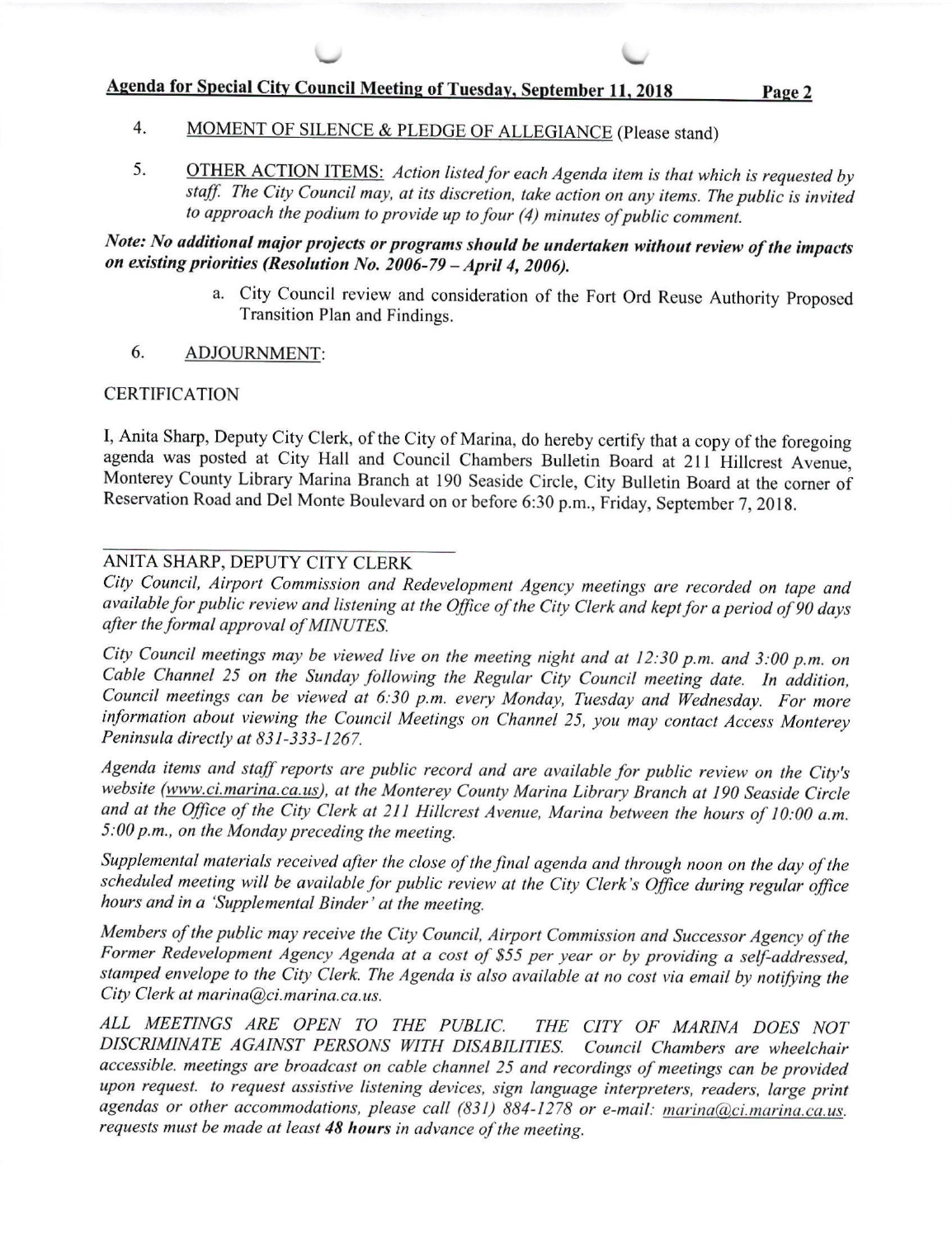4. MOMENT OF SILENCE & PLEDGE OF ALLEGIANCE (Please stand)

5. OTHER ACTION ITEMS: *Action listed for each Agenda item is that which is requested by staff. The City Council may, at its discretion, take action on any items. The public is invited to approach the podium to provide up to four (4) minutes of public comment.*

***Note: No additional major projects or programs should be undertaken without review of the impacts on existing priorities (Resolution No. 2006-79 – April 4, 2006).***

   a. City Council review and consideration of the Fort Ord Reuse Authority Proposed Transition Plan and Findings.

6. ADJOURNMENT:

CERTIFICATION

I, Anita Sharp, Deputy City Clerk, of the City of Marina, do hereby certify that a copy of the foregoing agenda was posted at City Hall and Council Chambers Bulletin Board at 211 Hillcrest Avenue, Monterey County Library Marina Branch at 190 Seaside Circle, City Bulletin Board at the corner of Reservation Road and Del Monte Boulevard on or before 6:30 p.m., Friday, September 7, 2018.

ANITA SHARP, DEPUTY CITY CLERK

*City Council, Airport Commission and Redevelopment Agency meetings are recorded on tape and available for public review and listening at the Office of the City Clerk and kept for a period of 90 days after the formal approval of MINUTES.*

*City Council meetings may be viewed live on the meeting night and at 12:30 p.m. and 3:00 p.m. on Cable Channel 25 on the Sunday following the Regular City Council meeting date. In addition, Council meetings can be viewed at 6:30 p.m. every Monday, Tuesday and Wednesday. For more information about viewing the Council Meetings on Channel 25, you may contact Access Monterey Peninsula directly at 831-333-1267.*

*Agenda items and staff reports are public record and are available for public review on the City's website (www.ci.marina.ca.us), at the Monterey County Marina Library Branch at 190 Seaside Circle and at the Office of the City Clerk at 211 Hillcrest Avenue, Marina between the hours of 10:00 a.m. 5:00 p.m., on the Monday preceding the meeting.*

*Supplemental materials received after the close of the final agenda and through noon on the day of the scheduled meeting will be available for public review at the City Clerk's Office during regular office hours and in a 'Supplemental Binder' at the meeting.*

*Members of the public may receive the City Council, Airport Commission and Successor Agency of the Former Redevelopment Agency Agenda at a cost of $55 per year or by providing a self-addressed, stamped envelope to the City Clerk. The Agenda is also available at no cost via email by notifying the City Clerk at marina@ci.marina.ca.us.*

*ALL MEETINGS ARE OPEN TO THE PUBLIC. THE CITY OF MARINA DOES NOT DISCRIMINATE AGAINST PERSONS WITH DISABILITIES. Council Chambers are wheelchair accessible. meetings are broadcast on cable channel 25 and recordings of meetings can be provided upon request. to request assistive listening devices, sign language interpreters, readers, large print agendas or other accommodations, please call (831) 884-1278 or e-mail: marina@ci.marina.ca.us. requests must be made at least **48 hours** in advance of the meeting.*